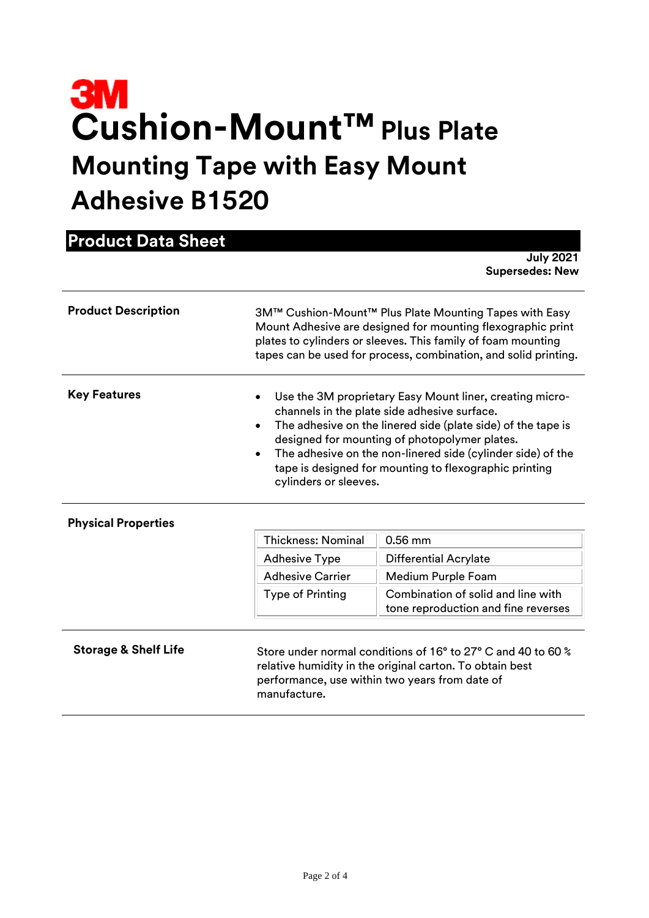# 3M

# Cushion-Mount™ Plus Plate Mounting Tape with Easy Mount Adhesive B1520

## Product Data Sheet

**July 2021**
**Supersedes: New**

---

**Product Description**

3M™ Cushion-Mount™ Plus Plate Mounting Tapes with Easy Mount Adhesive are designed for mounting flexographic print plates to cylinders or sleeves. This family of foam mounting tapes can be used for process, combination, and solid printing.

---

**Key Features**

- Use the 3M proprietary Easy Mount liner, creating micro-channels in the plate side adhesive surface.
- The adhesive on the linered side (plate side) of the tape is designed for mounting of photopolymer plates.
- The adhesive on the non-linered side (cylinder side) of the tape is designed for mounting to flexographic printing cylinders or sleeves.

---

**Physical Properties**

| Property | Value |
|---|---|
| Thickness: Nominal | 0.56 mm |
| Adhesive Type | Differential Acrylate |
| Adhesive Carrier | Medium Purple Foam |
| Type of Printing | Combination of solid and line with tone reproduction and fine reverses |

---

**Storage & Shelf Life**

Store under normal conditions of 16° to 27° C and 40 to 60 % relative humidity in the original carton. To obtain best performance, use within two years from date of manufacture.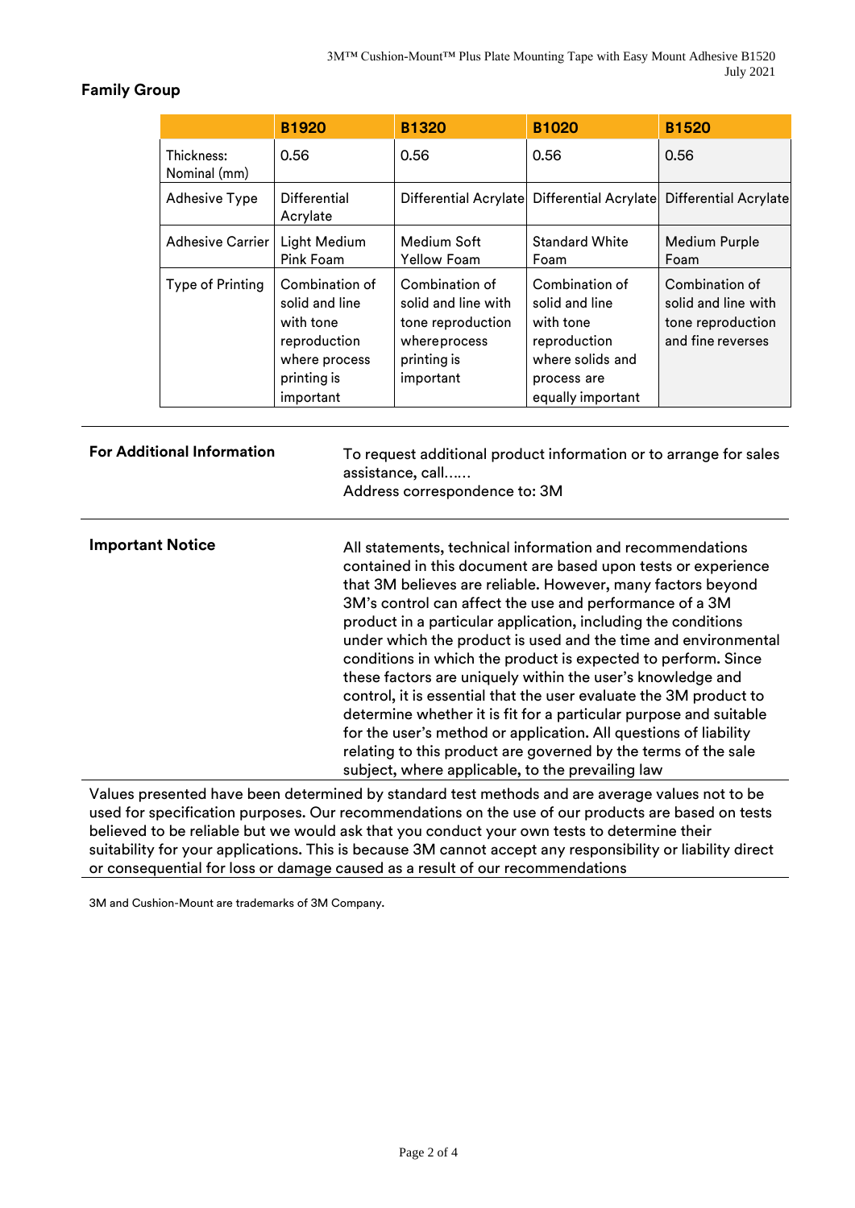## Family Group

| | B1920 | B1320 | B1020 | B1520 |
|---|---|---|---|---|
| Thickness: Nominal (mm) | 0.56 | 0.56 | 0.56 | 0.56 |
| Adhesive Type | Differential Acrylate | Differential Acrylate | Differential Acrylate | Differential Acrylate |
| Adhesive Carrier | Light Medium Pink Foam | Medium Soft Yellow Foam | Standard White Foam | Medium Purple Foam |
| Type of Printing | Combination of solid and line with tone reproduction where process printing is important | Combination of solid and line with tone reproduction whereprocess printing is important | Combination of solid and line with tone reproduction where solids and process are equally important | Combination of solid and line with tone reproduction and fine reverses |

**For Additional Information**

To request additional product information or to arrange for sales assistance, call……
Address correspondence to: 3M

**Important Notice**

All statements, technical information and recommendations contained in this document are based upon tests or experience that 3M believes are reliable. However, many factors beyond 3M's control can affect the use and performance of a 3M product in a particular application, including the conditions under which the product is used and the time and environmental conditions in which the product is expected to perform. Since these factors are uniquely within the user's knowledge and control, it is essential that the user evaluate the 3M product to determine whether it is fit for a particular purpose and suitable for the user's method or application. All questions of liability relating to this product are governed by the terms of the sale subject, where applicable, to the prevailing law

Values presented have been determined by standard test methods and are average values not to be used for specification purposes. Our recommendations on the use of our products are based on tests believed to be reliable but we would ask that you conduct your own tests to determine their suitability for your applications. This is because 3M cannot accept any responsibility or liability direct or consequential for loss or damage caused as a result of our recommendations

3M and Cushion-Mount are trademarks of 3M Company.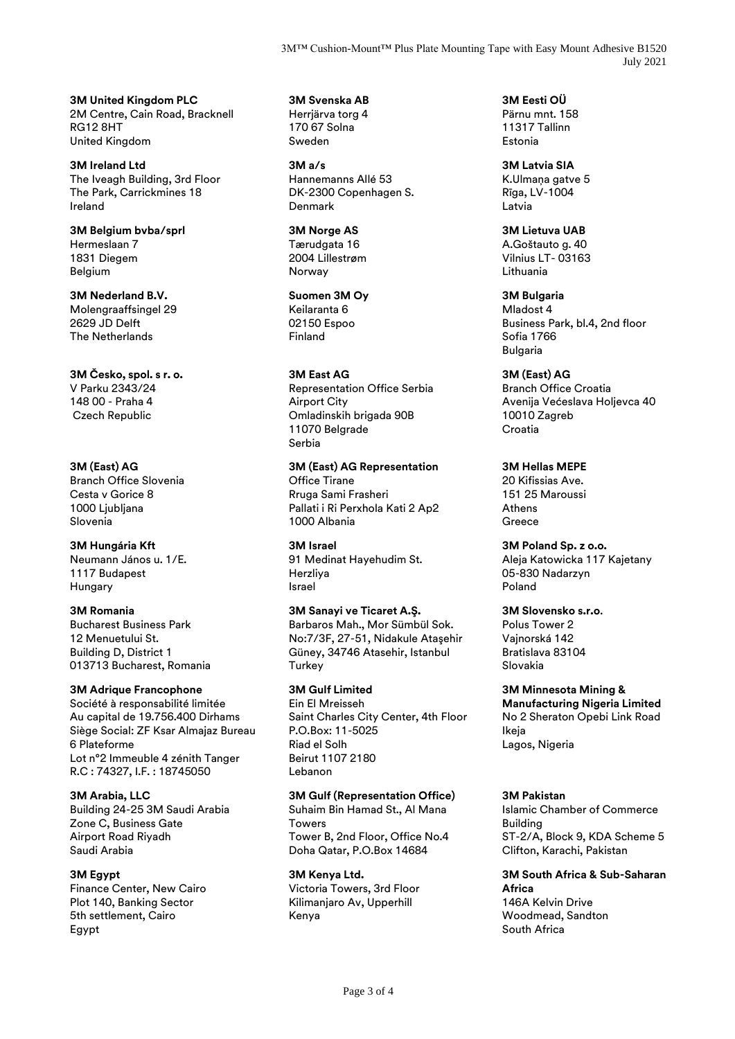**3M United Kingdom PLC**
2M Centre, Cain Road, Bracknell
RG12 8HT
United Kingdom

**3M Ireland Ltd**
The Iveagh Building, 3rd Floor
The Park, Carrickmines 18
Ireland

**3M Belgium bvba/sprl**
Hermeslaan 7
1831 Diegem
Belgium

**3M Nederland B.V.**
Molengraaffsingel 29
2629 JD Delft
The Netherlands

**3M Česko, spol. s r. o.**
V Parku 2343/24
148 00 - Praha 4
Czech Republic

**3M (East) AG**
Branch Office Slovenia
Cesta v Gorice 8
1000 Ljubljana
Slovenia

**3M Hungária Kft**
Neumann János u. 1/E.
1117 Budapest
Hungary

**3M Romania**
Bucharest Business Park
12 Menuetului St.
Building D, District 1
013713 Bucharest, Romania

**3M Adrique Francophone**
Société à responsabilité limitée
Au capital de 19.756.400 Dirhams
Siège Social: ZF Ksar Almajaz Bureau 6 Plateforme
Lot n°2 Immeuble 4 zénith Tanger
R.C : 74327, I.F. : 18745050

**3M Arabia, LLC**
Building 24-25 3M Saudi Arabia
Zone C, Business Gate
Airport Road Riyadh
Saudi Arabia

**3M Egypt**
Finance Center, New Cairo
Plot 140, Banking Sector
5th settlement, Cairo
Egypt

**3M Svenska AB**
Herrjärva torg 4
170 67 Solna
Sweden

**3M a/s**
Hannemanns Allé 53
DK-2300 Copenhagen S.
Denmark

**3M Norge AS**
Tærudgata 16
2004 Lillestrøm
Norway

**Suomen 3M Oy**
Keilaranta 6
02150 Espoo
Finland

**3M East AG**
Representation Office Serbia
Airport City
Omladinskih brigada 90B
11070 Belgrade
Serbia

**3M (East) AG Representation**
Office Tirane
Rruga Sami Frasheri
Pallati i Ri Perxhola Kati 2 Ap2
1000 Albania

**3M Israel**
91 Medinat Hayehudim St.
Herzliya
Israel

**3M Sanayi ve Ticaret A.Ş.**
Barbaros Mah., Mor Sümbül Sok.
No:7/3F, 27-51, Nidakule Ataşehir Güney, 34746 Atasehir, Istanbul
Turkey

**3M Gulf Limited**
Ein El Mreisseh
Saint Charles City Center, 4th Floor
P.O.Box: 11-5025
Riad el Solh
Beirut 1107 2180
Lebanon

**3M Gulf (Representation Office)**
Suhaim Bin Hamad St., Al Mana Towers
Tower B, 2nd Floor, Office No.4
Doha Qatar, P.O.Box 14684

**3M Kenya Ltd.**
Victoria Towers, 3rd Floor
Kilimanjaro Av, Upperhill
Kenya

**3M Eesti OÜ**
Pärnu mnt. 158
11317 Tallinn
Estonia

**3M Latvia SIA**
K.Ulmaņa gatve 5
Rīga, LV-1004
Latvia

**3M Lietuva UAB**
A.Goštauto g. 40
Vilnius LT- 03163
Lithuania

**3M Bulgaria**
Mladost 4
Business Park, bl.4, 2nd floor
Sofia 1766
Bulgaria

**3M (East) AG**
Branch Office Croatia
Avenija Većeslava Holjevca 40
10010 Zagreb
Croatia

**3M Hellas MEPE**
20 Kifissias Ave.
151 25 Maroussi
Athens
Greece

**3M Poland Sp. z o.o.**
Aleja Katowicka 117 Kajetany
05-830 Nadarzyn
Poland

**3M Slovensko s.r.o.**
Polus Tower 2
Vajnorská 142
Bratislava 83104
Slovakia

**3M Minnesota Mining & Manufacturing Nigeria Limited**
No 2 Sheraton Opebi Link Road
Ikeja
Lagos, Nigeria

**3M Pakistan**
Islamic Chamber of Commerce Building
ST-2/A, Block 9, KDA Scheme 5
Clifton, Karachi, Pakistan

**3M South Africa & Sub-Saharan Africa**
146A Kelvin Drive
Woodmead, Sandton
South Africa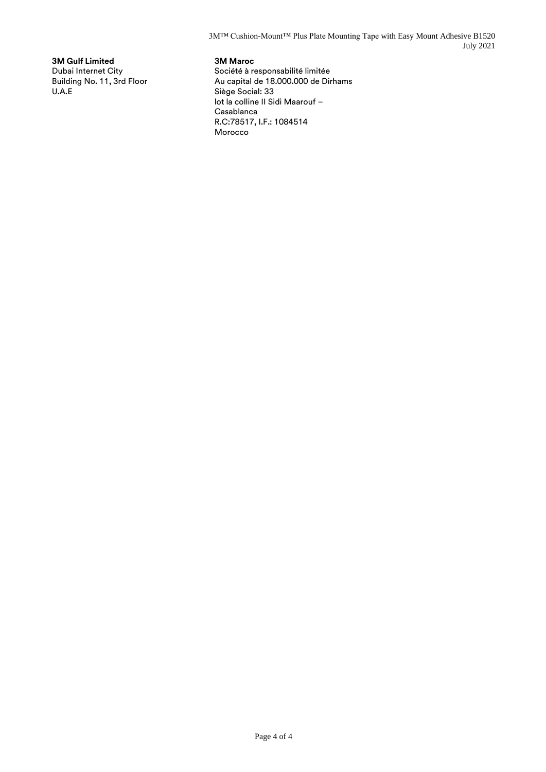**3M Gulf Limited**
Dubai Internet City
Building No. 11, 3rd Floor
U.A.E

**3M Maroc**
Société à responsabilité limitée
Au capital de 18.000.000 de Dirhams
Siège Social: 33
lot la colline II Sidi Maarouf –
Casablanca
R.C:78517, I.F.: 1084514
Morocco